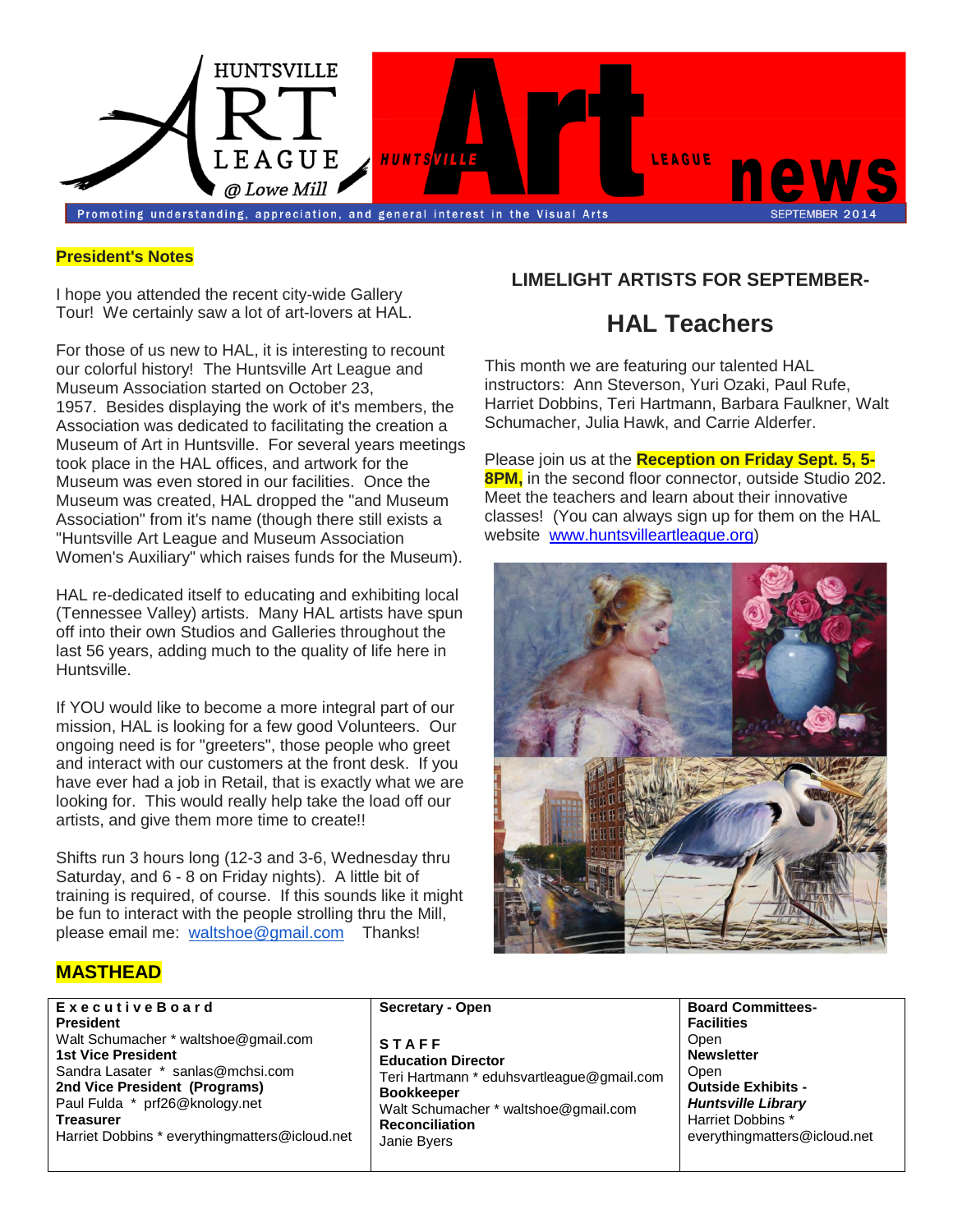# Huntsville Art League @ Lowe Mill — Huntsville Art League news

Promoting understanding, appreciation, and general interest in the Visual Arts

SEPTEMBER 2014

## President's Notes

I hope you attended the recent city-wide Gallery Tour! We certainly saw a lot of art-lovers at HAL.

For those of us new to HAL, it is interesting to recount our colorful history! The Huntsville Art League and Museum Association started on October 23, 1957. Besides displaying the work of it's members, the Association was dedicated to facilitating the creation a Museum of Art in Huntsville. For several years meetings took place in the HAL offices, and artwork for the Museum was even stored in our facilities. Once the Museum was created, HAL dropped the "and Museum Association" from it's name (though there still exists a "Huntsville Art League and Museum Association Women's Auxiliary" which raises funds for the Museum).

HAL re-dedicated itself to educating and exhibiting local (Tennessee Valley) artists. Many HAL artists have spun off into their own Studios and Galleries throughout the last 56 years, adding much to the quality of life here in Huntsville.

If YOU would like to become a more integral part of our mission, HAL is looking for a few good Volunteers. Our ongoing need is for "greeters", those people who greet and interact with our customers at the front desk. If you have ever had a job in Retail, that is exactly what we are looking for. This would really help take the load off our artists, and give them more time to create!!

Shifts run 3 hours long (12-3 and 3-6, Wednesday thru Saturday, and 6 - 8 on Friday nights). A little bit of training is required, of course. If this sounds like it might be fun to interact with the people strolling thru the Mill, please email me: waltshoe@gmail.com Thanks!

## LIMELIGHT ARTISTS FOR SEPTEMBER-

## HAL Teachers

This month we are featuring our talented HAL instructors: Ann Steverson, Yuri Ozaki, Paul Rufe, Harriet Dobbins, Teri Hartmann, Barbara Faulkner, Walt Schumacher, Julia Hawk, and Carrie Alderfer.

Please join us at the **Reception on Friday Sept. 5, 5-8PM,** in the second floor connector, outside Studio 202. Meet the teachers and learn about their innovative classes! (You can always sign up for them on the HAL website www.huntsvilleartleague.org)

## MASTHEAD

| Executive Board | | |
|---|---|---|
| **President**<br>Walt Schumacher * waltshoe@gmail.com<br>**1st Vice President**<br>Sandra Lasater * sanlas@mchsi.com<br>**2nd Vice President (Programs)**<br>Paul Fulda * prf26@knology.net<br>**Treasurer**<br>Harriet Dobbins * everythingmatters@icloud.net | **Secretary - Open**<br><br>**STAFF**<br>**Education Director**<br>Teri Hartmann * eduhsvartleague@gmail.com<br>**Bookkeeper**<br>Walt Schumacher * waltshoe@gmail.com<br>**Reconciliation**<br>Janie Byers | **Board Committees-**<br>**Facilities**<br>Open<br>**Newsletter**<br>Open<br>**Outside Exhibits -** ***Huntsville Library***<br>Harriet Dobbins * everythingmatters@icloud.net |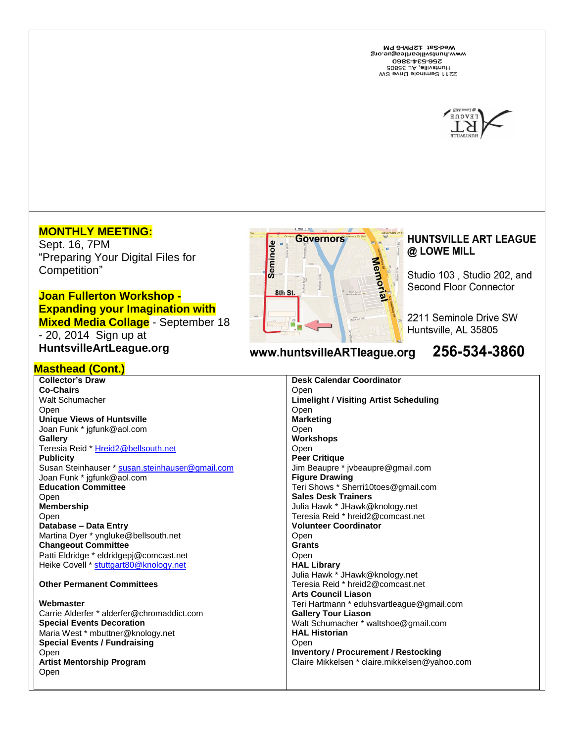2211 Seminole Drive SW
Huntsville, AL 35805
256-534-3860
www.huntsvilleartleague.org
Wed-Sat 12PM-6 PM

HUNTSVILLE ART LEAGUE @ Lowe Mill

**MONTHLY MEETING:**
Sept. 16, 7PM
“Preparing Your Digital Files for Competition”

**Joan Fullerton Workshop - Expanding your Imagination with Mixed Media Collage** - September 18 - 20, 2014 Sign up at **HuntsvilleArtLeague.org**

Governors
Seminole
8th St.
Memorial

**HUNTSVILLE ART LEAGUE @ LOWE MILL**

Studio 103 , Studio 202, and Second Floor Connector

2211 Seminole Drive SW
Huntsville, AL 35805

**www.huntsvilleARTleague.org** **256-534-3860**

## Masthead (Cont.)

**Collector's Draw**
**Co-Chairs**
Walt Schumacher
Open
**Unique Views of Huntsville**
Joan Funk * jgfunk@aol.com
**Gallery**
Teresia Reid * Hreid2@bellsouth.net
**Publicity**
Susan Steinhauser * susan.steinhauser@gmail.com
Joan Funk * jgfunk@aol.com
**Education Committee**
Open
**Membership**
Open
**Database – Data Entry**
Martina Dyer * yngluke@bellsouth.net
**Changeout Committee**
Patti Eldridge * eldridgepj@comcast.net
Heike Covell * stuttgart80@knology.net

**Other Permanent Committees**

**Webmaster**
Carrie Alderfer * alderfer@chromaddict.com
**Special Events Decoration**
Maria West * mbuttner@knology.net
**Special Events / Fundraising**
Open
**Artist Mentorship Program**
Open

**Desk Calendar Coordinator**
Open
**Limelight / Visiting Artist Scheduling**
Open
**Marketing**
Open
**Workshops**
Open
**Peer Critique**
Jim Beaupre * jvbeaupre@gmail.com
**Figure Drawing**
Teri Shows * Sherri10toes@gmail.com
**Sales Desk Trainers**
Julia Hawk * JHawk@knology.net
Teresia Reid * hreid2@comcast.net
**Volunteer Coordinator**
Open
**Grants**
Open
**HAL Library**
Julia Hawk * JHawk@knology.net
Teresia Reid * hreid2@comcast.net
**Arts Council Liason**
Teri Hartmann * eduhsvartleague@gmail.com
**Gallery Tour Liason**
Walt Schumacher * waltshoe@gmail.com
**HAL Historian**
Open
**Inventory / Procurement / Restocking**
Claire Mikkelsen * claire.mikkelsen@yahoo.com